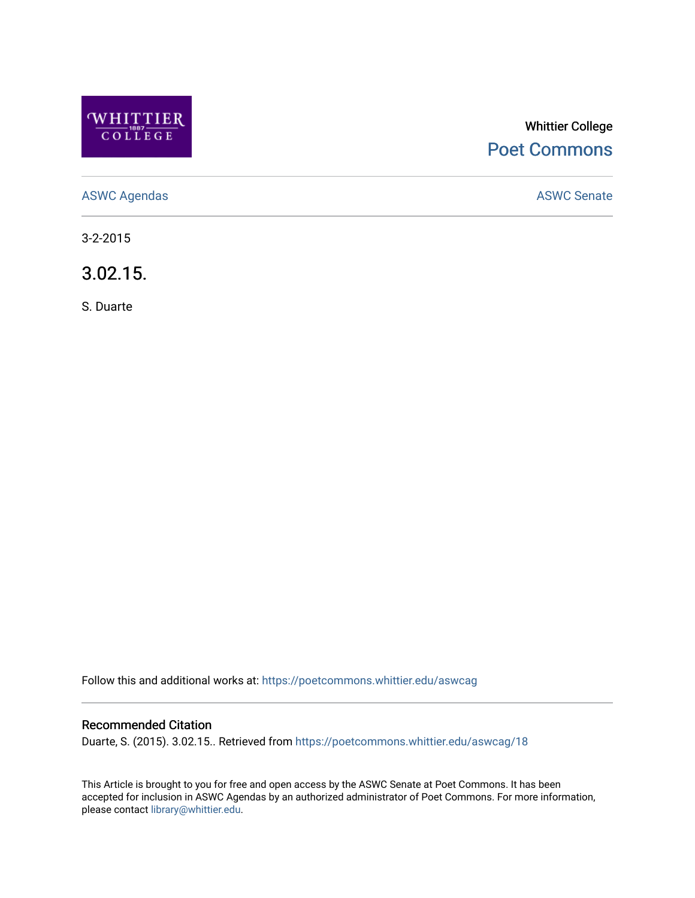Whittier College

Poet Commons

ASWC Agendas

ASWC Senate

3-2-2015

# 3.02.15.

S. Duarte

Follow this and additional works at: https://poetcommons.whittier.edu/aswcag

## Recommended Citation

Duarte, S. (2015). 3.02.15.. Retrieved from https://poetcommons.whittier.edu/aswcag/18

This Article is brought to you for free and open access by the ASWC Senate at Poet Commons. It has been accepted for inclusion in ASWC Agendas by an authorized administrator of Poet Commons. For more information, please contact library@whittier.edu.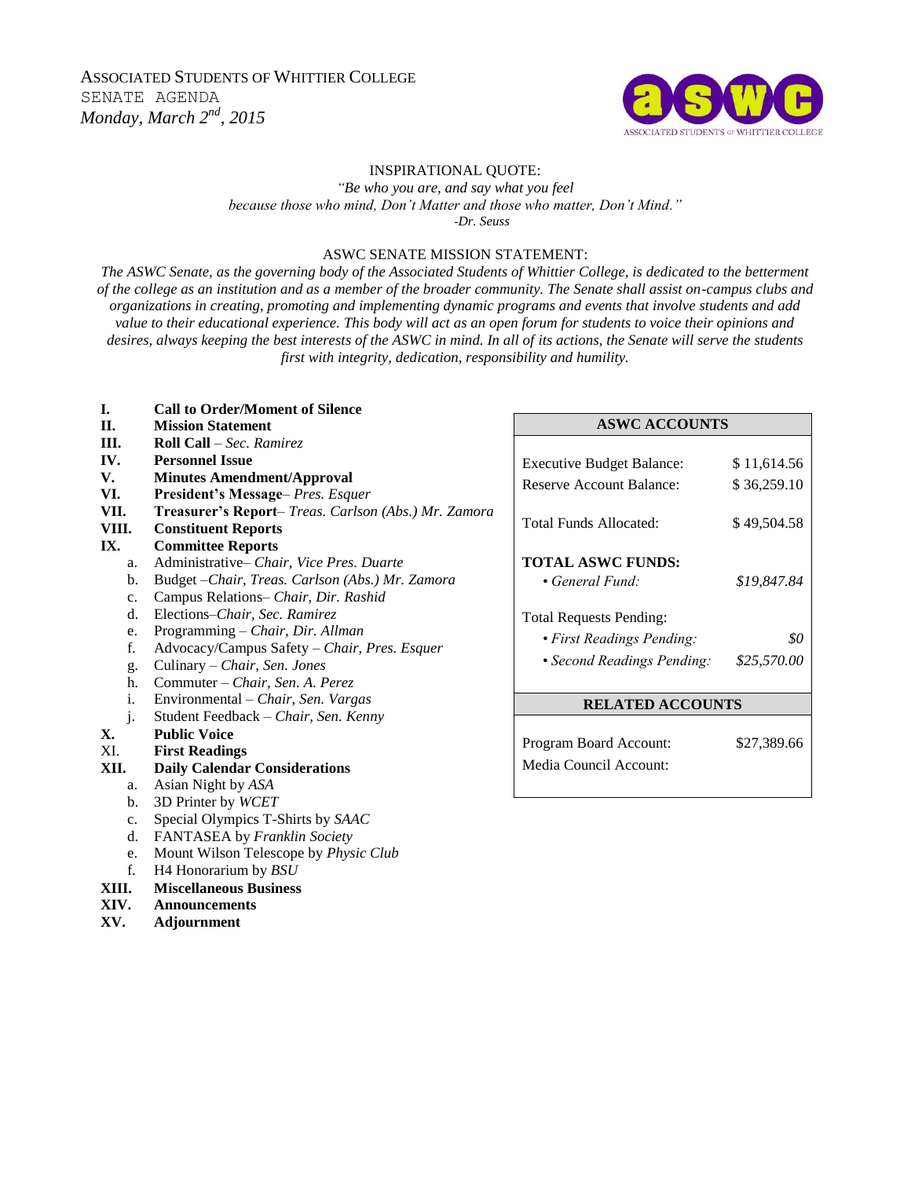ASSOCIATED STUDENTS OF WHITTIER COLLEGE
SENATE AGENDA
*Monday, March 2nd, 2015*

INSPIRATIONAL QUOTE:

*"Be who you are, and say what you feel because those who mind, Don't Matter and those who matter, Don't Mind."*
*-Dr. Seuss*

ASWC SENATE MISSION STATEMENT:

*The ASWC Senate, as the governing body of the Associated Students of Whittier College, is dedicated to the betterment of the college as an institution and as a member of the broader community. The Senate shall assist on-campus clubs and organizations in creating, promoting and implementing dynamic programs and events that involve students and add value to their educational experience. This body will act as an open forum for students to voice their opinions and desires, always keeping the best interests of the ASWC in mind. In all of its actions, the Senate will serve the students first with integrity, dedication, responsibility and humility.*

I. **Call to Order/Moment of Silence**
II. **Mission Statement**
III. **Roll Call** – *Sec. Ramirez*
IV. **Personnel Issue**
V. **Minutes Amendment/Approval**
VI. **President's Message**– *Pres. Esquer*
VII. **Treasurer's Report**– *Treas. Carlson (Abs.) Mr. Zamora*
VIII. **Constituent Reports**
IX. **Committee Reports**
   a. Administrative– *Chair, Vice Pres. Duarte*
   b. Budget –*Chair, Treas. Carlson (Abs.) Mr. Zamora*
   c. Campus Relations– *Chair, Dir. Rashid*
   d. Elections–*Chair, Sec. Ramirez*
   e. Programming – *Chair, Dir. Allman*
   f. Advocacy/Campus Safety – *Chair, Pres. Esquer*
   g. Culinary – *Chair, Sen. Jones*
   h. Commuter – *Chair, Sen. A. Perez*
   i. Environmental – *Chair, Sen. Vargas*
   j. Student Feedback – *Chair, Sen. Kenny*
X. **Public Voice**
XI. **First Readings**
XII. **Daily Calendar Considerations**
   a. Asian Night by *ASA*
   b. 3D Printer by *WCET*
   c. Special Olympics T-Shirts by *SAAC*
   d. FANTASEA by *Franklin Society*
   e. Mount Wilson Telescope by *Physic Club*
   f. H4 Honorarium by *BSU*
XIII. **Miscellaneous Business**
XIV. **Announcements**
XV. **Adjournment**

| ASWC ACCOUNTS | |
|---|---|
| Executive Budget Balance: | $ 11,614.56 |
| Reserve Account Balance: | $ 36,259.10 |
| Total Funds Allocated: | $ 49,504.58 |
| **TOTAL ASWC FUNDS:** | |
| • *General Fund:* | *$19,847.84* |
| Total Requests Pending: | |
| • *First Readings Pending:* | *$0* |
| • *Second Readings Pending:* | *$25,570.00* |

| RELATED ACCOUNTS | |
|---|---|
| Program Board Account: | $27,389.66 |
| Media Council Account: | |